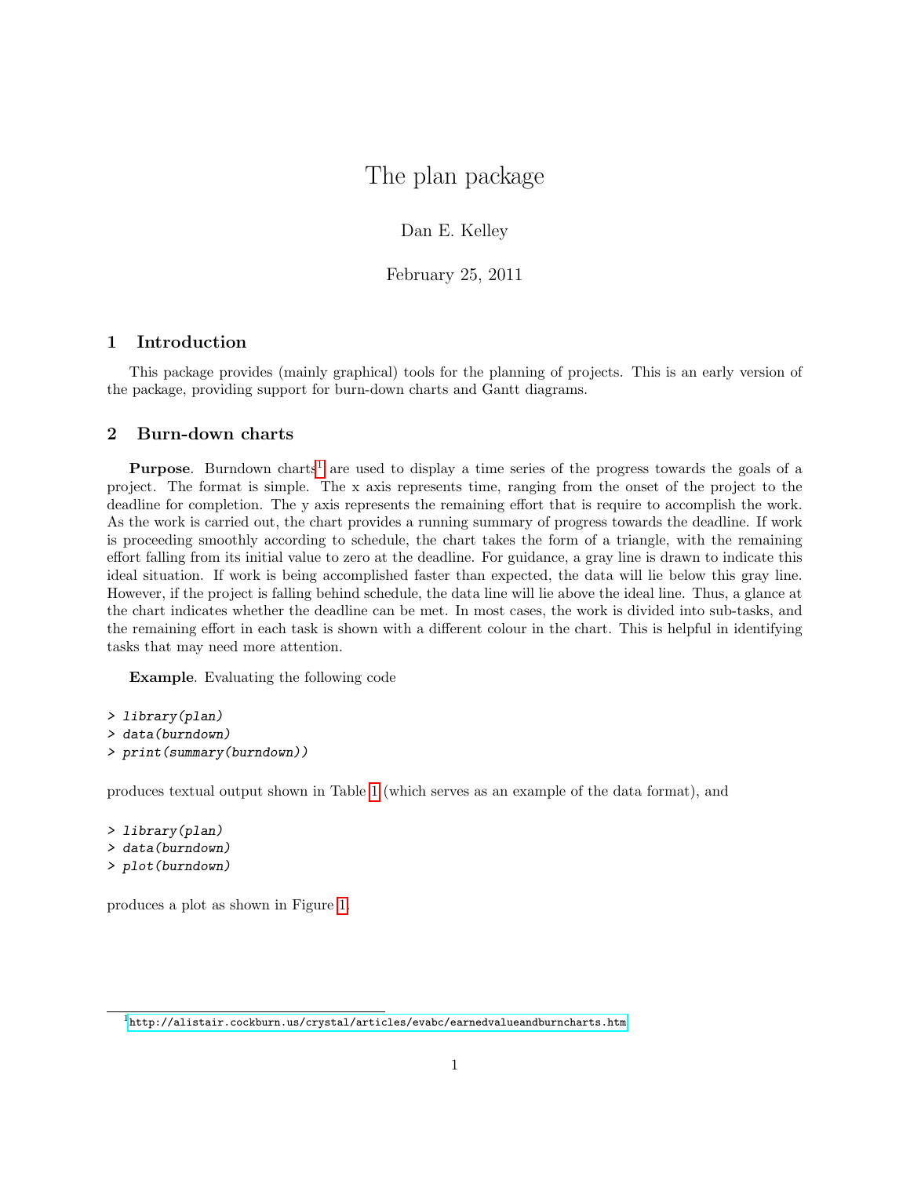# The plan package

Dan E. Kelley

February 25, 2011

## 1 Introduction

This package provides (mainly graphical) tools for the planning of projects. This is an early version of the package, providing support for burn-down charts and Gantt diagrams.

## 2 Burn-down charts

**Purpose**. Burndown charts[1] are used to display a time series of the progress towards the goals of a project. The format is simple. The x axis represents time, ranging from the onset of the project to the deadline for completion. The y axis represents the remaining effort that is require to accomplish the work. As the work is carried out, the chart provides a running summary of progress towards the deadline. If work is proceeding smoothly according to schedule, the chart takes the form of a triangle, with the remaining effort falling from its initial value to zero at the deadline. For guidance, a gray line is drawn to indicate this ideal situation. If work is being accomplished faster than expected, the data will lie below this gray line. However, if the project is falling behind schedule, the data line will lie above the ideal line. Thus, a glance at the chart indicates whether the deadline can be met. In most cases, the work is divided into sub-tasks, and the remaining effort in each task is shown with a different colour in the chart. This is helpful in identifying tasks that may need more attention.

**Example**. Evaluating the following code

```
> library(plan)
> data(burndown)
> print(summary(burndown))
```

produces textual output shown in Table 1 (which serves as an example of the data format), and

```
> library(plan)
> data(burndown)
> plot(burndown)
```

produces a plot as shown in Figure 1.

[1] http://alistair.cockburn.us/crystal/articles/evabc/earnedvalueandburncharts.htm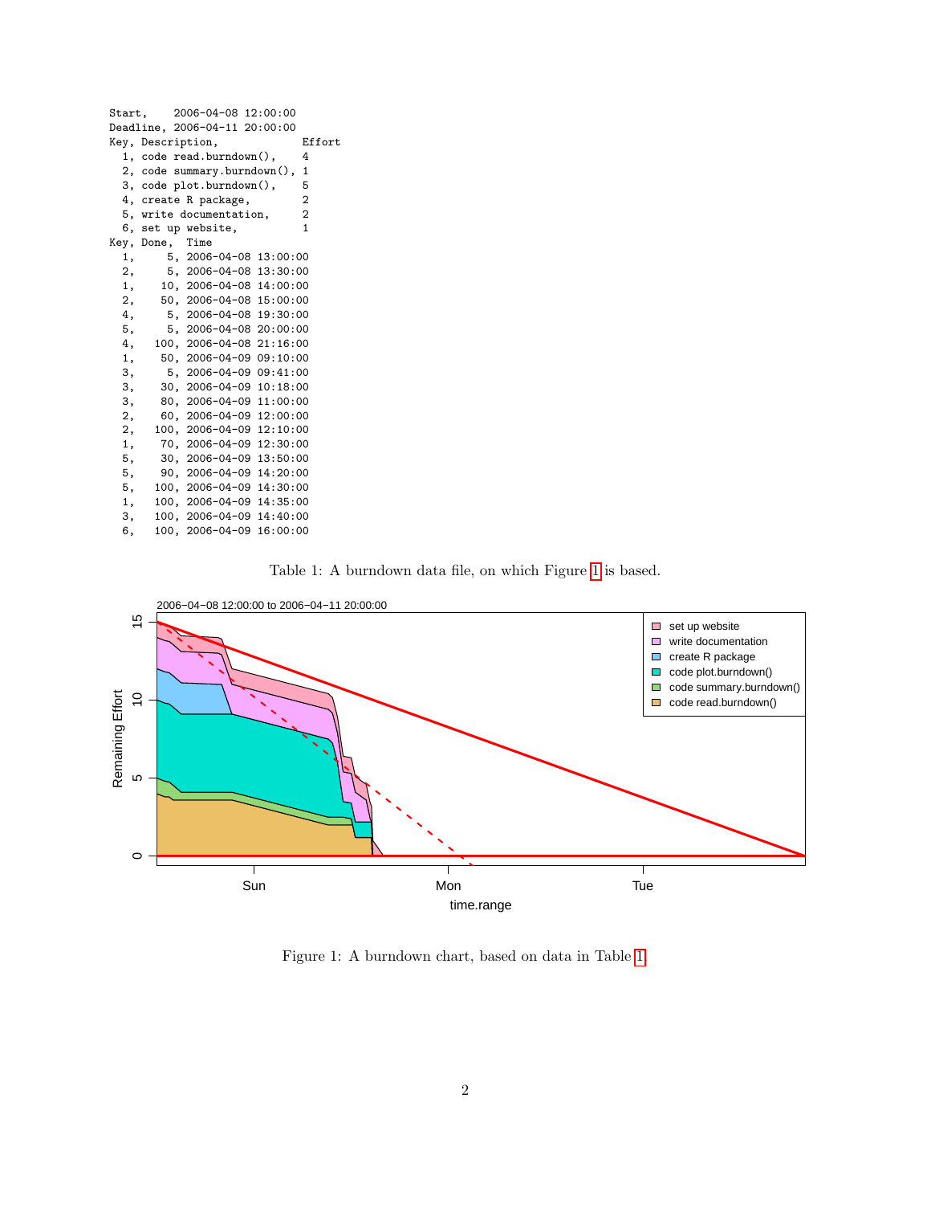```
Start,    2006-04-08 12:00:00
Deadline, 2006-04-11 20:00:00
Key, Description,            Effort
  1, code read.burndown(),    4
  2, code summary.burndown(), 1
  3, code plot.burndown(),    5
  4, create R package,        2
  5, write documentation,     2
  6, set up website,          1
Key, Done,  Time
  1,     5, 2006-04-08 13:00:00
  2,     5, 2006-04-08 13:30:00
  1,    10, 2006-04-08 14:00:00
  2,    50, 2006-04-08 15:00:00
  4,     5, 2006-04-08 19:30:00
  5,     5, 2006-04-08 20:00:00
  4,   100, 2006-04-08 21:16:00
  1,    50, 2006-04-09 09:10:00
  3,     5, 2006-04-09 09:41:00
  3,    30, 2006-04-09 10:18:00
  3,    80, 2006-04-09 11:00:00
  2,    60, 2006-04-09 12:00:00
  2,   100, 2006-04-09 12:10:00
  1,    70, 2006-04-09 12:30:00
  5,    30, 2006-04-09 13:50:00
  5,    90, 2006-04-09 14:20:00
  5,   100, 2006-04-09 14:30:00
  1,   100, 2006-04-09 14:35:00
  3,   100, 2006-04-09 14:40:00
  6,   100, 2006-04-09 16:00:00
```

Table 1: A burndown data file, on which Figure 1 is based.

Figure 1: A burndown chart, based on data in Table 1.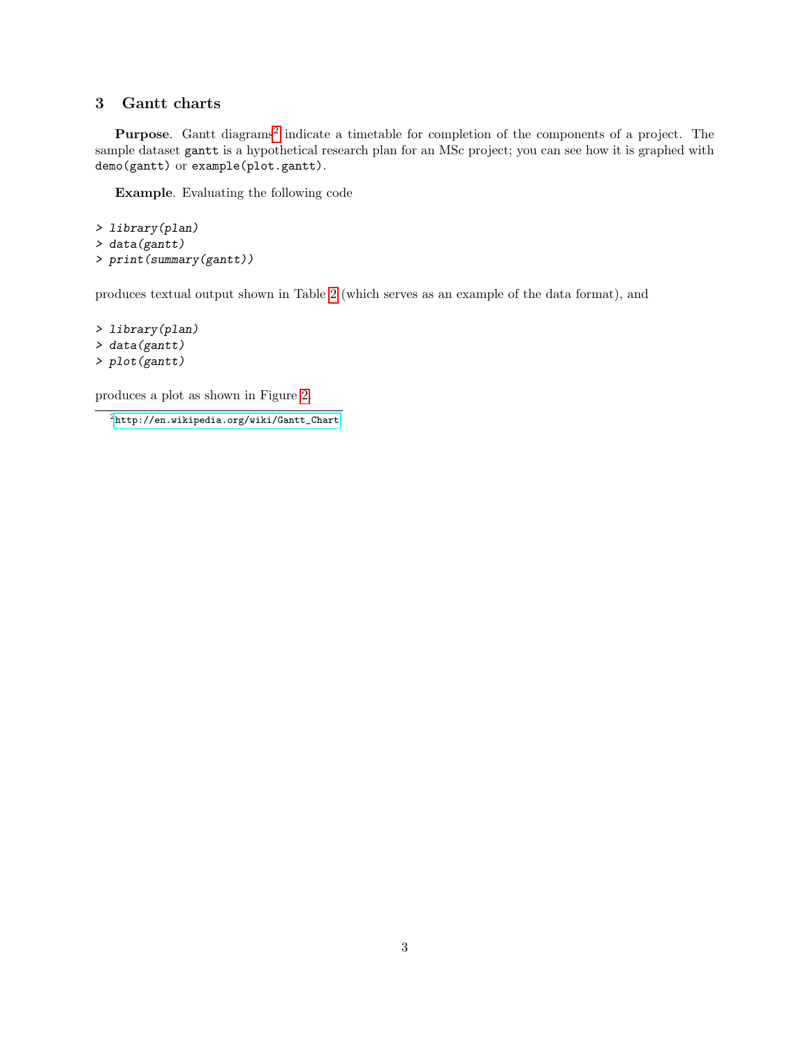## 3 Gantt charts

**Purpose**. Gantt diagrams[2] indicate a timetable for completion of the components of a project. The sample dataset `gantt` is a hypothetical research plan for an MSc project; you can see how it is graphed with `demo(gantt)` or `example(plot.gantt)`.

**Example**. Evaluating the following code

```
> library(plan)
> data(gantt)
> print(summary(gantt))
```

produces textual output shown in Table 2 (which serves as an example of the data format), and

```
> library(plan)
> data(gantt)
> plot(gantt)
```

produces a plot as shown in Figure 2.

[2] http://en.wikipedia.org/wiki/Gantt_Chart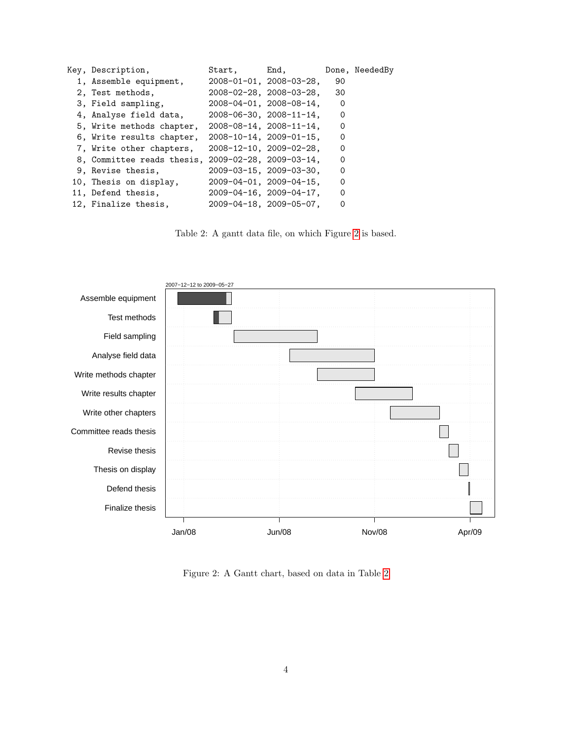```
Key, Description,            Start,       End,         Done, NeededBy
  1, Assemble equipment,     2008-01-01, 2008-03-28,   90
  2, Test methods,           2008-02-28, 2008-03-28,   30
  3, Field sampling,         2008-04-01, 2008-08-14,    0
  4, Analyse field data,     2008-06-30, 2008-11-14,    0
  5, Write methods chapter,  2008-08-14, 2008-11-14,    0
  6, Write results chapter,  2008-10-14, 2009-01-15,    0
  7, Write other chapters,   2008-12-10, 2009-02-28,    0
  8, Committee reads thesis, 2009-02-28, 2009-03-14,    0
  9, Revise thesis,          2009-03-15, 2009-03-30,    0
 10, Thesis on display,      2009-04-01, 2009-04-15,    0
 11, Defend thesis,          2009-04-16, 2009-04-17,    0
 12, Finalize thesis,        2009-04-18, 2009-05-07,    0
```

Table 2: A gantt data file, on which Figure 2 is based.

2007−12−12 to 2009−05−27

Assemble equipment

Test methods

Field sampling

Analyse field data

Write methods chapter

Write results chapter

Write other chapters

Committee reads thesis

Revise thesis

Thesis on display

Defend thesis

Finalize thesis

Jan/08

Jun/08

Nov/08

Apr/09

Figure 2: A Gantt chart, based on data in Table 2.